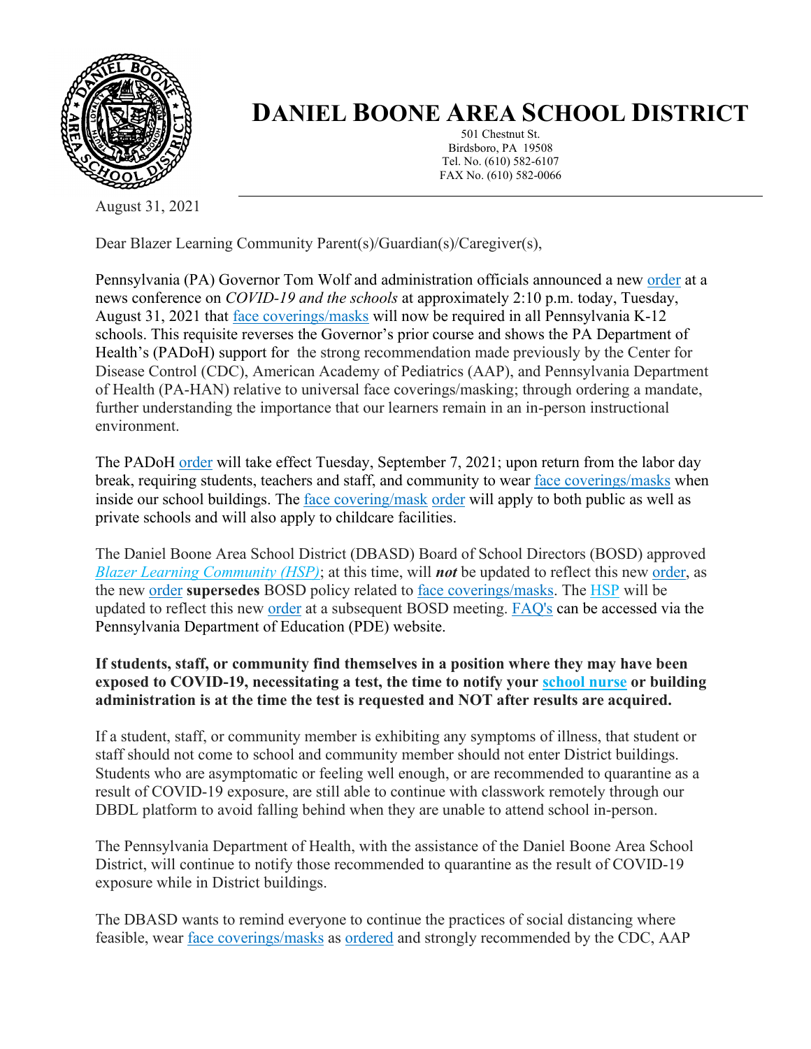# DANIEL BOONE AREA SCHOOL DISTRICT

501 Chestnut St.
Birdsboro, PA 19508
Tel. No. (610) 582-6107
FAX No. (610) 582-0066

August 31, 2021

Dear Blazer Learning Community Parent(s)/Guardian(s)/Caregiver(s),

Pennsylvania (PA) Governor Tom Wolf and administration officials announced a new order at a news conference on *COVID-19 and the schools* at approximately 2:10 p.m. today, Tuesday, August 31, 2021 that face coverings/masks will now be required in all Pennsylvania K-12 schools. This requisite reverses the Governor's prior course and shows the PA Department of Health's (PADoH) support for the strong recommendation made previously by the Center for Disease Control (CDC), American Academy of Pediatrics (AAP), and Pennsylvania Department of Health (PA-HAN) relative to universal face coverings/masking; through ordering a mandate, further understanding the importance that our learners remain in an in-person instructional environment.

The PADoH order will take effect Tuesday, September 7, 2021; upon return from the labor day break, requiring students, teachers and staff, and community to wear face coverings/masks when inside our school buildings. The face covering/mask order will apply to both public as well as private schools and will also apply to childcare facilities.

The Daniel Boone Area School District (DBASD) Board of School Directors (BOSD) approved *Blazer Learning Community (HSP)*; at this time, will ***not*** be updated to reflect this new order, as the new order **supersedes** BOSD policy related to face coverings/masks. The HSP will be updated to reflect this new order at a subsequent BOSD meeting. FAQ's can be accessed via the Pennsylvania Department of Education (PDE) website.

**If students, staff, or community find themselves in a position where they may have been exposed to COVID-19, necessitating a test, the time to notify your school nurse or building administration is at the time the test is requested and NOT after results are acquired.**

If a student, staff, or community member is exhibiting any symptoms of illness, that student or staff should not come to school and community member should not enter District buildings. Students who are asymptomatic or feeling well enough, or are recommended to quarantine as a result of COVID-19 exposure, are still able to continue with classwork remotely through our DBDL platform to avoid falling behind when they are unable to attend school in-person.

The Pennsylvania Department of Health, with the assistance of the Daniel Boone Area School District, will continue to notify those recommended to quarantine as the result of COVID-19 exposure while in District buildings.

The DBASD wants to remind everyone to continue the practices of social distancing where feasible, wear face coverings/masks as ordered and strongly recommended by the CDC, AAP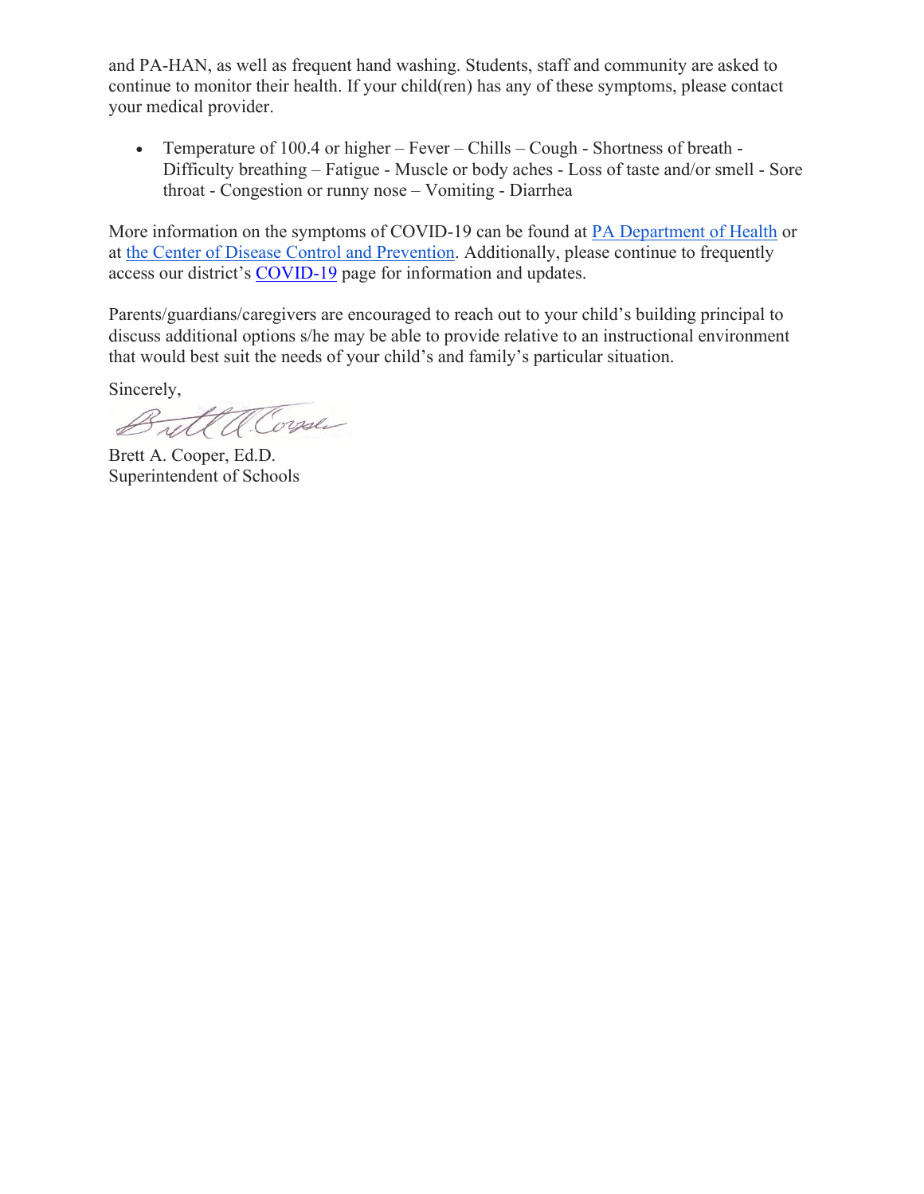and PA-HAN, as well as frequent hand washing. Students, staff and community are asked to continue to monitor their health. If your child(ren) has any of these symptoms, please contact your medical provider.

- Temperature of 100.4 or higher – Fever – Chills – Cough - Shortness of breath - Difficulty breathing – Fatigue - Muscle or body aches - Loss of taste and/or smell - Sore throat - Congestion or runny nose – Vomiting - Diarrhea

More information on the symptoms of COVID-19 can be found at PA Department of Health or at the Center of Disease Control and Prevention. Additionally, please continue to frequently access our district's COVID-19 page for information and updates.

Parents/guardians/caregivers are encouraged to reach out to your child's building principal to discuss additional options s/he may be able to provide relative to an instructional environment that would best suit the needs of your child's and family's particular situation.

Sincerely,

Brett A. Cooper, Ed.D.
Superintendent of Schools